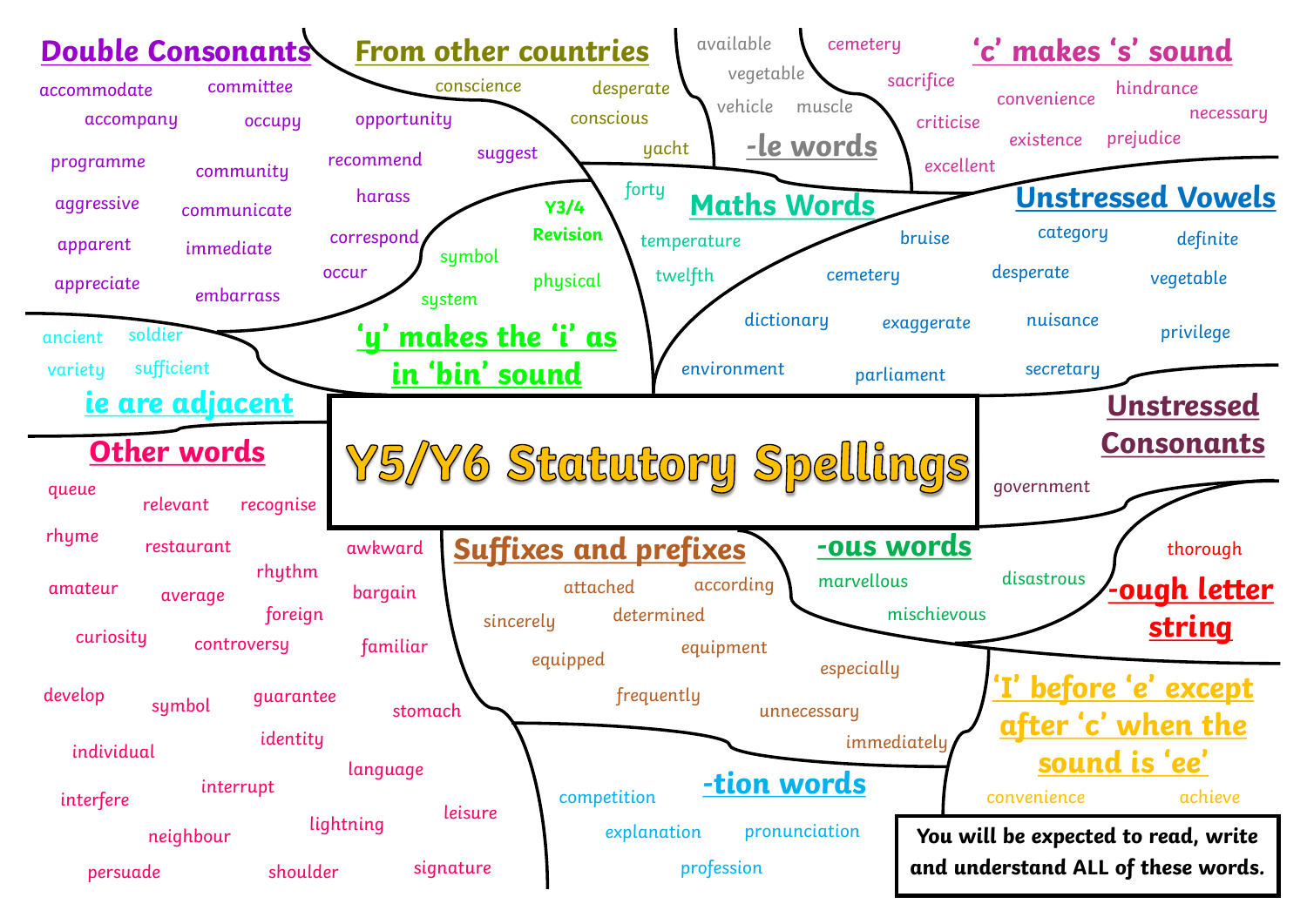# Y5/Y6 Statutory Spellings

## Double Consonants

accommodate, committee, accompany, occupy, opportunity, programme, community, recommend, suggest, aggressive, communicate, harass, apparent, immediate, correspond, appreciate, embarrass, occur

## From other countries

conscience, desperate, conscious, yacht

## -le words

available, vegetable, vehicle, muscle

## 'c' makes 's' sound

cemetery, sacrifice, convenience, hindrance, necessary, criticise, existence, prejudice, excellent

## 'y' makes the 'i' as in 'bin' sound

Y3/4 Revision

symbol, system, physical

## Maths Words

forty, temperature, twelfth

## Unstressed Vowels

bruise, category, definite, cemetery, desperate, vegetable, dictionary, exaggerate, nuisance, privilege, environment, parliament, secretary

## ie are adjacent

ancient, soldier, variety, sufficient

## Unstressed Consonants

government

## Other words

queue, relevant, recognise, awkward, rhyme, restaurant, rhythm, bargain, amateur, average, foreign, curiosity, controversy, familiar, develop, symbol, guarantee, stomach, identity, individual, language, interfere, interrupt, leisure, neighbour, lightning, persuade, shoulder, signature

## Suffixes and prefixes

attached, according, sincerely, determined, equipped, equipment, frequently, unnecessary, especially, immediately

## -ous words

marvellous, disastrous, mischievous

## -ough letter string

thorough

## 'I' before 'e' except after 'c' when the sound is 'ee'

convenience, achieve

## -tion words

competition, explanation, pronunciation, profession

**You will be expected to read, write and understand ALL of these words.**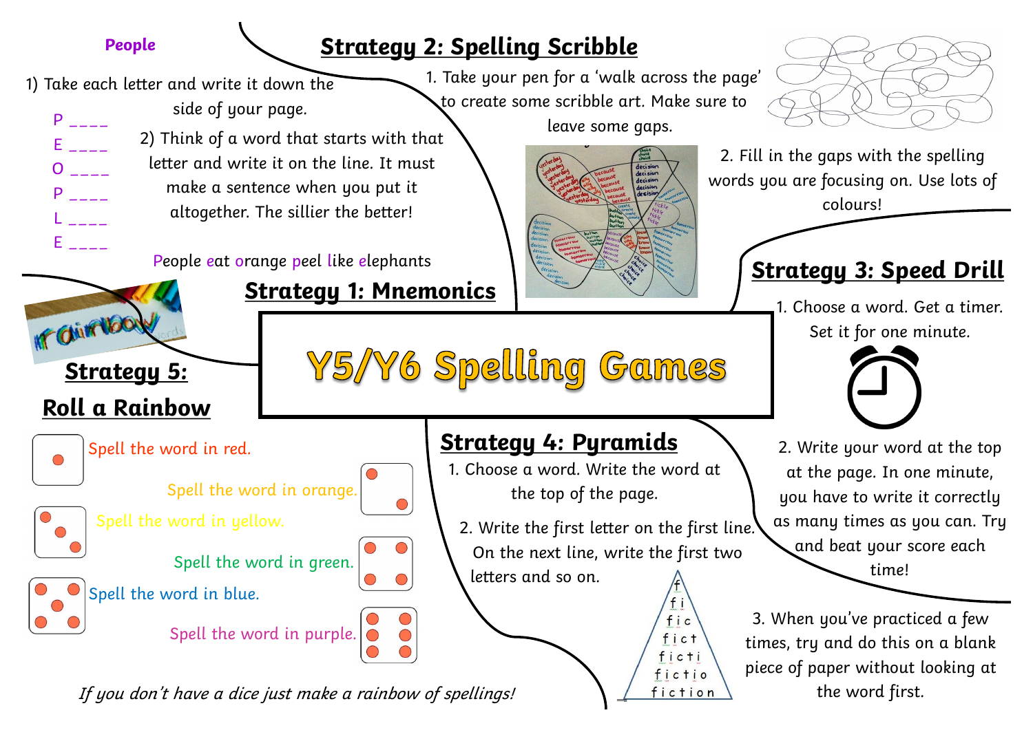# Y5/Y6 Spelling Games

## Strategy 1: Mnemonics

**People**

1) Take each letter and write it down the side of your page.

P ____
E ____
O ____
P ____
L ____
E ____

2) Think of a word that starts with that letter and write it on the line. It must make a sentence when you put it altogether. The sillier the better!

People eat orange peel like elephants

## Strategy 2: Spelling Scribble

1. Take your pen for a 'walk across the page' to create some scribble art. Make sure to leave some gaps.

2. Fill in the gaps with the spelling words you are focusing on. Use lots of colours!

## Strategy 3: Speed Drill

1. Choose a word. Get a timer. Set it for one minute.

2. Write your word at the top at the page. In one minute, you have to write it correctly as many times as you can. Try and beat your score each time!

## Strategy 4: Pyramids

1. Choose a word. Write the word at the top of the page.

2. Write the first letter on the first line. On the next line, write the first two letters and so on.

f
f i
f i c
f i c t
f i c t i
f i c t i o
f i c t i o n

3. When you've practiced a few times, try and do this on a blank piece of paper without looking at the word first.

## Strategy 5: Roll a Rainbow

- ⚀ Spell the word in red.
- ⚁ Spell the word in orange.
- ⚂ Spell the word in yellow.
- ⚃ Spell the word in green.
- ⚄ Spell the word in blue.
- ⚅ Spell the word in purple.

*If you don't have a dice just make a rainbow of spellings!*